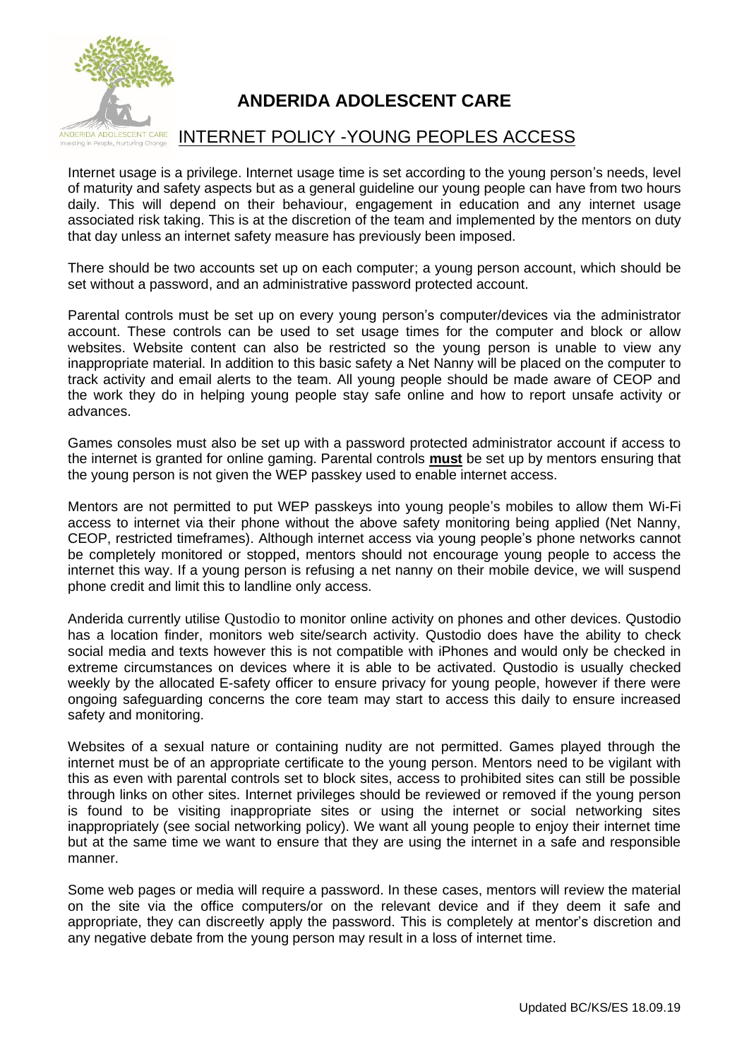# ANDERIDA ADOLESCENT CARE

## INTERNET POLICY -YOUNG PEOPLES ACCESS

Internet usage is a privilege. Internet usage time is set according to the young person's needs, level of maturity and safety aspects but as a general guideline our young people can have from two hours daily. This will depend on their behaviour, engagement in education and any internet usage associated risk taking. This is at the discretion of the team and implemented by the mentors on duty that day unless an internet safety measure has previously been imposed.

There should be two accounts set up on each computer; a young person account, which should be set without a password, and an administrative password protected account.

Parental controls must be set up on every young person's computer/devices via the administrator account. These controls can be used to set usage times for the computer and block or allow websites. Website content can also be restricted so the young person is unable to view any inappropriate material. In addition to this basic safety a Net Nanny will be placed on the computer to track activity and email alerts to the team. All young people should be made aware of CEOP and the work they do in helping young people stay safe online and how to report unsafe activity or advances.

Games consoles must also be set up with a password protected administrator account if access to the internet is granted for online gaming. Parental controls **must** be set up by mentors ensuring that the young person is not given the WEP passkey used to enable internet access.

Mentors are not permitted to put WEP passkeys into young people's mobiles to allow them Wi-Fi access to internet via their phone without the above safety monitoring being applied (Net Nanny, CEOP, restricted timeframes). Although internet access via young people's phone networks cannot be completely monitored or stopped, mentors should not encourage young people to access the internet this way. If a young person is refusing a net nanny on their mobile device, we will suspend phone credit and limit this to landline only access.

Anderida currently utilise Qustodio to monitor online activity on phones and other devices. Qustodio has a location finder, monitors web site/search activity. Qustodio does have the ability to check social media and texts however this is not compatible with iPhones and would only be checked in extreme circumstances on devices where it is able to be activated. Qustodio is usually checked weekly by the allocated E-safety officer to ensure privacy for young people, however if there were ongoing safeguarding concerns the core team may start to access this daily to ensure increased safety and monitoring.

Websites of a sexual nature or containing nudity are not permitted. Games played through the internet must be of an appropriate certificate to the young person. Mentors need to be vigilant with this as even with parental controls set to block sites, access to prohibited sites can still be possible through links on other sites. Internet privileges should be reviewed or removed if the young person is found to be visiting inappropriate sites or using the internet or social networking sites inappropriately (see social networking policy). We want all young people to enjoy their internet time but at the same time we want to ensure that they are using the internet in a safe and responsible manner.

Some web pages or media will require a password. In these cases, mentors will review the material on the site via the office computers/or on the relevant device and if they deem it safe and appropriate, they can discreetly apply the password. This is completely at mentor's discretion and any negative debate from the young person may result in a loss of internet time.

Updated BC/KS/ES 18.09.19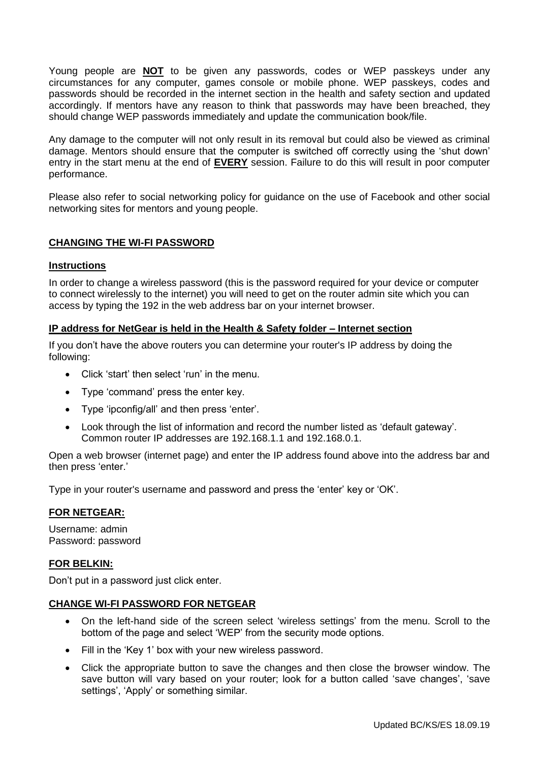Young people are **NOT** to be given any passwords, codes or WEP passkeys under any circumstances for any computer, games console or mobile phone. WEP passkeys, codes and passwords should be recorded in the internet section in the health and safety section and updated accordingly. If mentors have any reason to think that passwords may have been breached, they should change WEP passwords immediately and update the communication book/file.

Any damage to the computer will not only result in its removal but could also be viewed as criminal damage. Mentors should ensure that the computer is switched off correctly using the 'shut down' entry in the start menu at the end of **EVERY** session. Failure to do this will result in poor computer performance.

Please also refer to social networking policy for guidance on the use of Facebook and other social networking sites for mentors and young people.

## CHANGING THE WI-FI PASSWORD

### Instructions

In order to change a wireless password (this is the password required for your device or computer to connect wirelessly to the internet) you will need to get on the router admin site which you can access by typing the 192 in the web address bar on your internet browser.

### IP address for NetGear is held in the Health & Safety folder – Internet section

If you don't have the above routers you can determine your router's IP address by doing the following:

- Click 'start' then select 'run' in the menu.
- Type 'command' press the enter key.
- Type 'ipconfig/all' and then press 'enter'.
- Look through the list of information and record the number listed as 'default gateway'. Common router IP addresses are 192.168.1.1 and 192.168.0.1.

Open a web browser (internet page) and enter the IP address found above into the address bar and then press 'enter.'

Type in your router's username and password and press the 'enter' key or 'OK'.

### FOR NETGEAR:

Username: admin
Password: password

### FOR BELKIN:

Don't put in a password just click enter.

### CHANGE WI-FI PASSWORD FOR NETGEAR

- On the left-hand side of the screen select 'wireless settings' from the menu. Scroll to the bottom of the page and select 'WEP' from the security mode options.
- Fill in the 'Key 1' box with your new wireless password.
- Click the appropriate button to save the changes and then close the browser window. The save button will vary based on your router; look for a button called 'save changes', 'save settings', 'Apply' or something similar.

Updated BC/KS/ES 18.09.19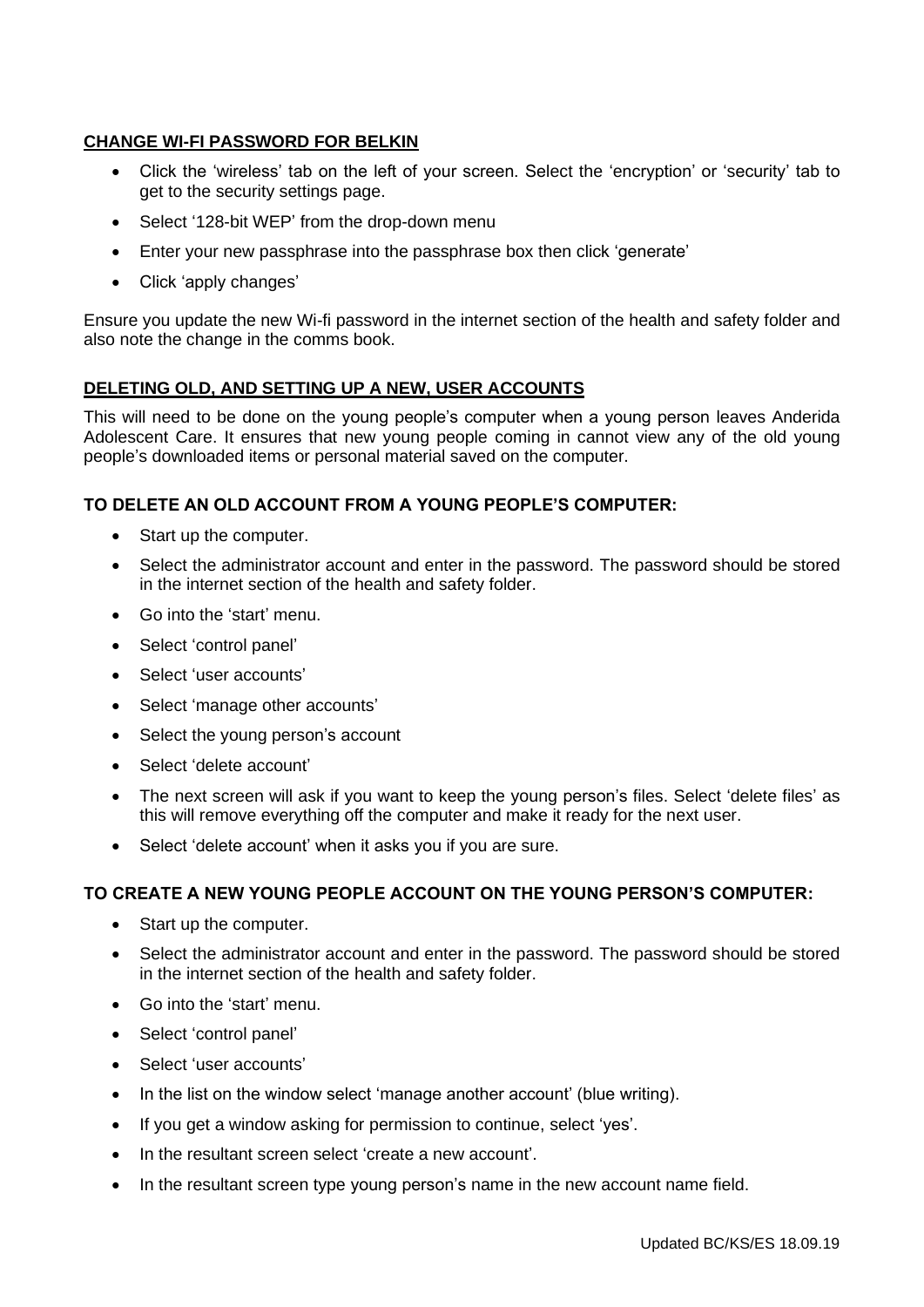## CHANGE WI-FI PASSWORD FOR BELKIN

- Click the 'wireless' tab on the left of your screen. Select the 'encryption' or 'security' tab to get to the security settings page.
- Select '128-bit WEP' from the drop-down menu
- Enter your new passphrase into the passphrase box then click 'generate'
- Click 'apply changes'

Ensure you update the new Wi-fi password in the internet section of the health and safety folder and also note the change in the comms book.

## DELETING OLD, AND SETTING UP A NEW, USER ACCOUNTS

This will need to be done on the young people's computer when a young person leaves Anderida Adolescent Care. It ensures that new young people coming in cannot view any of the old young people's downloaded items or personal material saved on the computer.

### TO DELETE AN OLD ACCOUNT FROM A YOUNG PEOPLE'S COMPUTER:

- Start up the computer.
- Select the administrator account and enter in the password. The password should be stored in the internet section of the health and safety folder.
- Go into the 'start' menu.
- Select 'control panel'
- Select 'user accounts'
- Select 'manage other accounts'
- Select the young person's account
- Select 'delete account'
- The next screen will ask if you want to keep the young person's files. Select 'delete files' as this will remove everything off the computer and make it ready for the next user.
- Select 'delete account' when it asks you if you are sure.

### TO CREATE A NEW YOUNG PEOPLE ACCOUNT ON THE YOUNG PERSON'S COMPUTER:

- Start up the computer.
- Select the administrator account and enter in the password. The password should be stored in the internet section of the health and safety folder.
- Go into the 'start' menu.
- Select 'control panel'
- Select 'user accounts'
- In the list on the window select 'manage another account' (blue writing).
- If you get a window asking for permission to continue, select 'yes'.
- In the resultant screen select 'create a new account'.
- In the resultant screen type young person's name in the new account name field.

Updated BC/KS/ES 18.09.19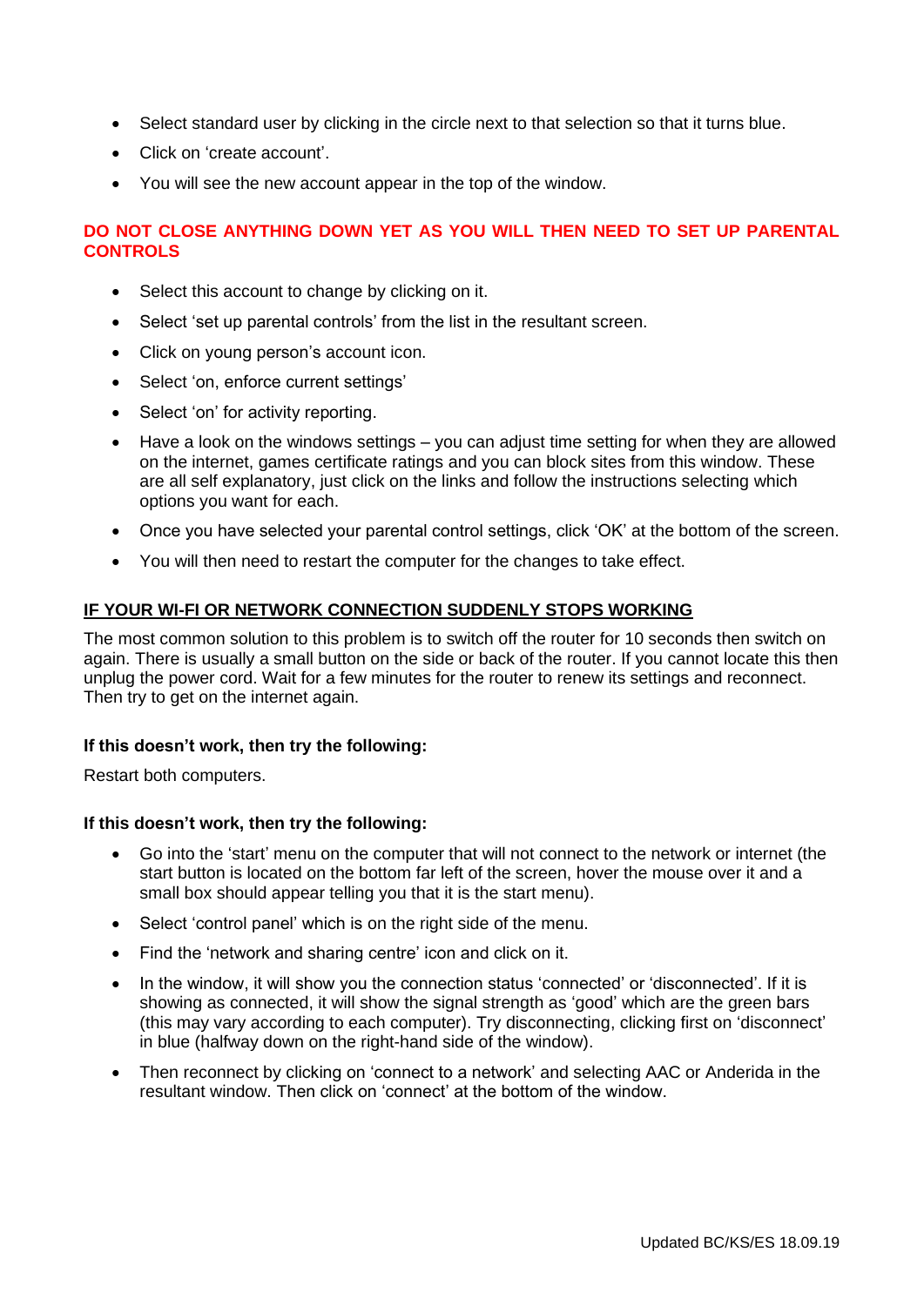- Select standard user by clicking in the circle next to that selection so that it turns blue.
- Click on 'create account'.
- You will see the new account appear in the top of the window.

**DO NOT CLOSE ANYTHING DOWN YET AS YOU WILL THEN NEED TO SET UP PARENTAL CONTROLS**

- Select this account to change by clicking on it.
- Select 'set up parental controls' from the list in the resultant screen.
- Click on young person's account icon.
- Select 'on, enforce current settings'
- Select 'on' for activity reporting.
- Have a look on the windows settings – you can adjust time setting for when they are allowed on the internet, games certificate ratings and you can block sites from this window. These are all self explanatory, just click on the links and follow the instructions selecting which options you want for each.
- Once you have selected your parental control settings, click 'OK' at the bottom of the screen.
- You will then need to restart the computer for the changes to take effect.

## IF YOUR WI-FI OR NETWORK CONNECTION SUDDENLY STOPS WORKING

The most common solution to this problem is to switch off the router for 10 seconds then switch on again. There is usually a small button on the side or back of the router. If you cannot locate this then unplug the power cord. Wait for a few minutes for the router to renew its settings and reconnect. Then try to get on the internet again.

**If this doesn't work, then try the following:**

Restart both computers.

**If this doesn't work, then try the following:**

- Go into the 'start' menu on the computer that will not connect to the network or internet (the start button is located on the bottom far left of the screen, hover the mouse over it and a small box should appear telling you that it is the start menu).
- Select 'control panel' which is on the right side of the menu.
- Find the 'network and sharing centre' icon and click on it.
- In the window, it will show you the connection status 'connected' or 'disconnected'. If it is showing as connected, it will show the signal strength as 'good' which are the green bars (this may vary according to each computer). Try disconnecting, clicking first on 'disconnect' in blue (halfway down on the right-hand side of the window).
- Then reconnect by clicking on 'connect to a network' and selecting AAC or Anderida in the resultant window. Then click on 'connect' at the bottom of the window.

Updated BC/KS/ES 18.09.19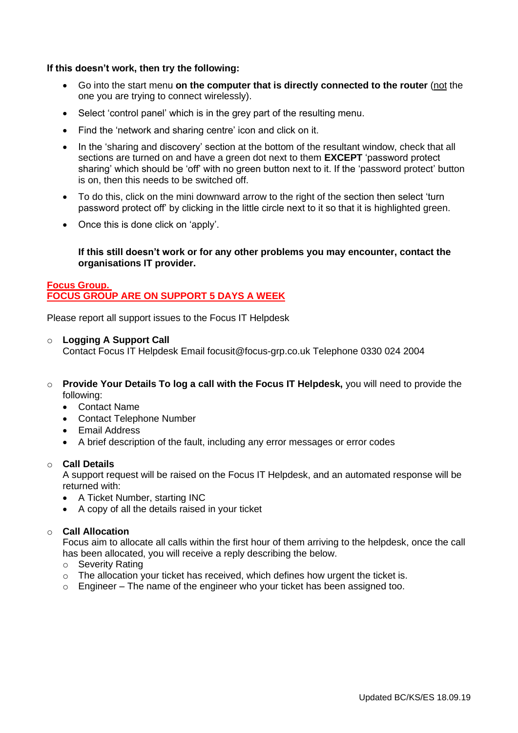**If this doesn't work, then try the following:**

- Go into the start menu **on the computer that is directly connected to the router** (<u>not</u> the one you are trying to connect wirelessly).
- Select 'control panel' which is in the grey part of the resulting menu.
- Find the 'network and sharing centre' icon and click on it.
- In the 'sharing and discovery' section at the bottom of the resultant window, check that all sections are turned on and have a green dot next to them **EXCEPT** 'password protect sharing' which should be 'off' with no green button next to it. If the 'password protect' button is on, then this needs to be switched off.
- To do this, click on the mini downward arrow to the right of the section then select 'turn password protect off' by clicking in the little circle next to it so that it is highlighted green.
- Once this is done click on 'apply'.

**If this still doesn't work or for any other problems you may encounter, contact the organisations IT provider.**

**<u>Focus Group.</u>**
**<u>FOCUS GROUP ARE ON SUPPORT 5 DAYS A WEEK</u>**

Please report all support issues to the Focus IT Helpdesk

- **Logging A Support Call**
  Contact Focus IT Helpdesk Email focusit@focus-grp.co.uk Telephone 0330 024 2004

- **Provide Your Details To log a call with the Focus IT Helpdesk,** you will need to provide the following:
  - Contact Name
  - Contact Telephone Number
  - Email Address
  - A brief description of the fault, including any error messages or error codes

- **Call Details**
  A support request will be raised on the Focus IT Helpdesk, and an automated response will be returned with:
  - A Ticket Number, starting INC
  - A copy of all the details raised in your ticket

- **Call Allocation**
  Focus aim to allocate all calls within the first hour of them arriving to the helpdesk, once the call has been allocated, you will receive a reply describing the below.
  - Severity Rating
  - The allocation your ticket has received, which defines how urgent the ticket is.
  - Engineer – The name of the engineer who your ticket has been assigned too.

Updated BC/KS/ES 18.09.19